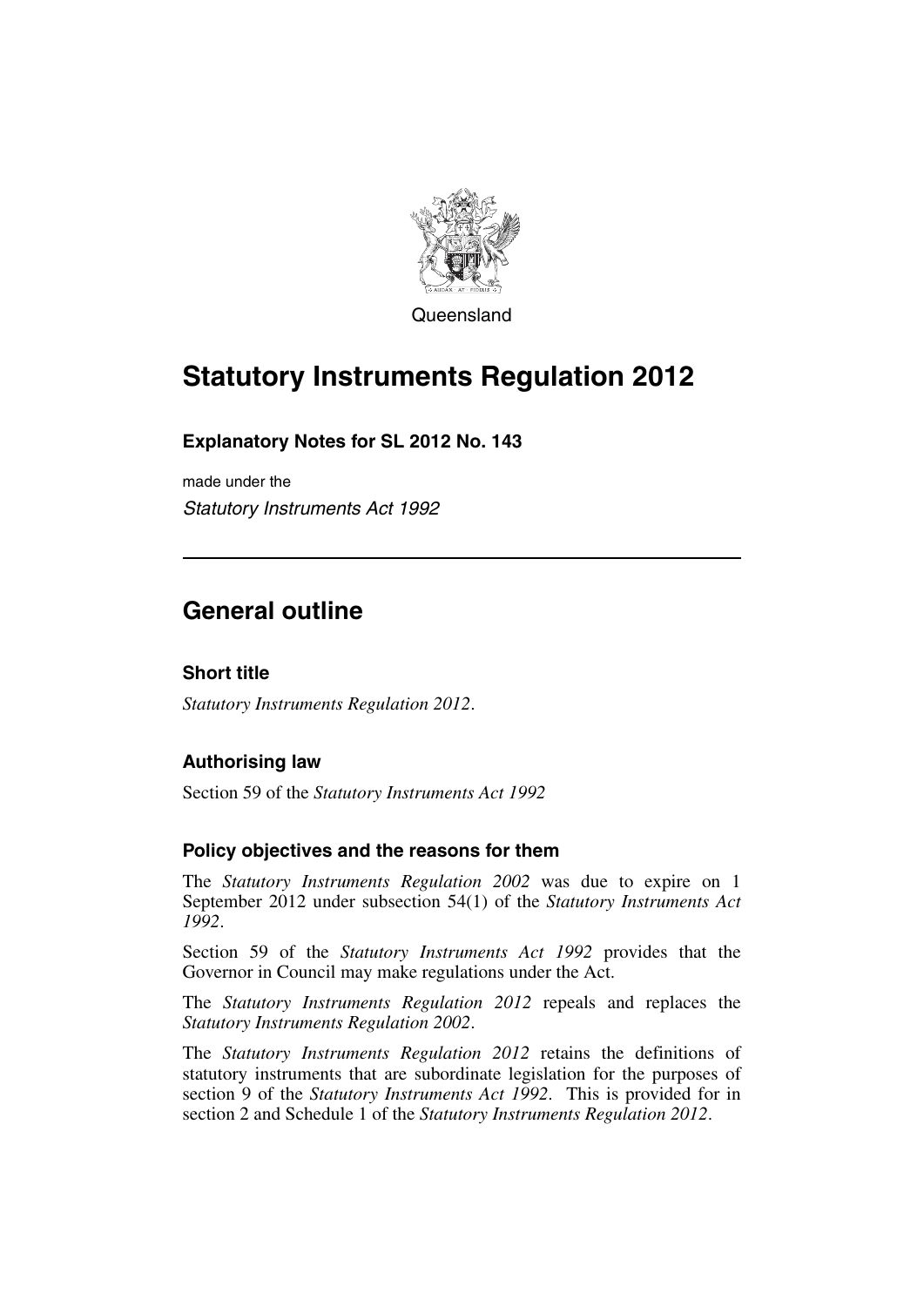Queensland

# Statutory Instruments Regulation 2012

### Explanatory Notes for SL 2012 No. 143

made under the

*Statutory Instruments Act 1992*

## General outline

### Short title

*Statutory Instruments Regulation 2012*.

### Authorising law

Section 59 of the *Statutory Instruments Act 1992*

### Policy objectives and the reasons for them

The *Statutory Instruments Regulation 2002* was due to expire on 1 September 2012 under subsection 54(1) of the *Statutory Instruments Act 1992*.

Section 59 of the *Statutory Instruments Act 1992* provides that the Governor in Council may make regulations under the Act.

The *Statutory Instruments Regulation 2012* repeals and replaces the *Statutory Instruments Regulation 2002*.

The *Statutory Instruments Regulation 2012* retains the definitions of statutory instruments that are subordinate legislation for the purposes of section 9 of the *Statutory Instruments Act 1992*. This is provided for in section 2 and Schedule 1 of the *Statutory Instruments Regulation 2012*.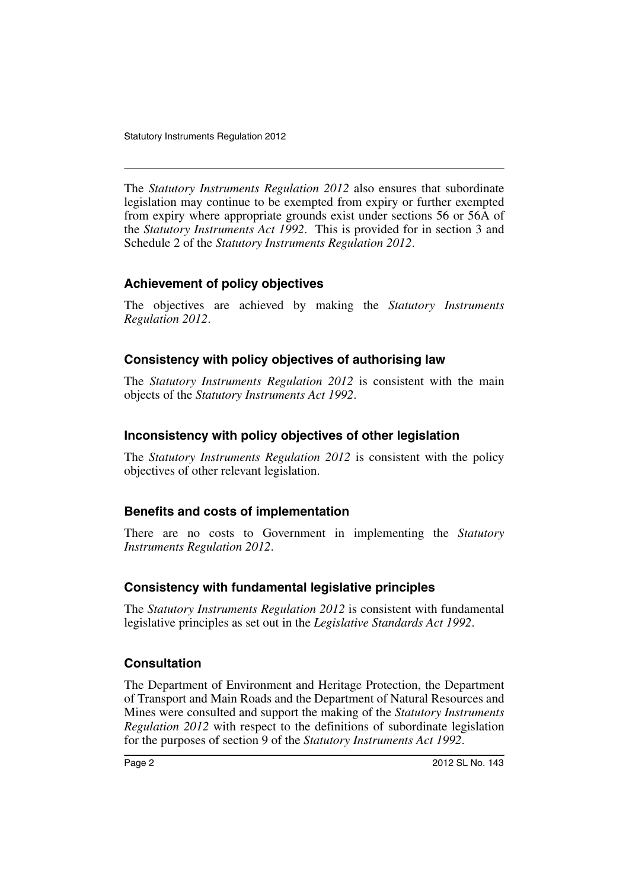The *Statutory Instruments Regulation 2012* also ensures that subordinate legislation may continue to be exempted from expiry or further exempted from expiry where appropriate grounds exist under sections 56 or 56A of the *Statutory Instruments Act 1992*. This is provided for in section 3 and Schedule 2 of the *Statutory Instruments Regulation 2012*.

### Achievement of policy objectives

The objectives are achieved by making the *Statutory Instruments Regulation 2012*.

### Consistency with policy objectives of authorising law

The *Statutory Instruments Regulation 2012* is consistent with the main objects of the *Statutory Instruments Act 1992*.

### Inconsistency with policy objectives of other legislation

The *Statutory Instruments Regulation 2012* is consistent with the policy objectives of other relevant legislation.

### Benefits and costs of implementation

There are no costs to Government in implementing the *Statutory Instruments Regulation 2012*.

### Consistency with fundamental legislative principles

The *Statutory Instruments Regulation 2012* is consistent with fundamental legislative principles as set out in the *Legislative Standards Act 1992*.

### Consultation

The Department of Environment and Heritage Protection, the Department of Transport and Main Roads and the Department of Natural Resources and Mines were consulted and support the making of the *Statutory Instruments Regulation 2012* with respect to the definitions of subordinate legislation for the purposes of section 9 of the *Statutory Instruments Act 1992*.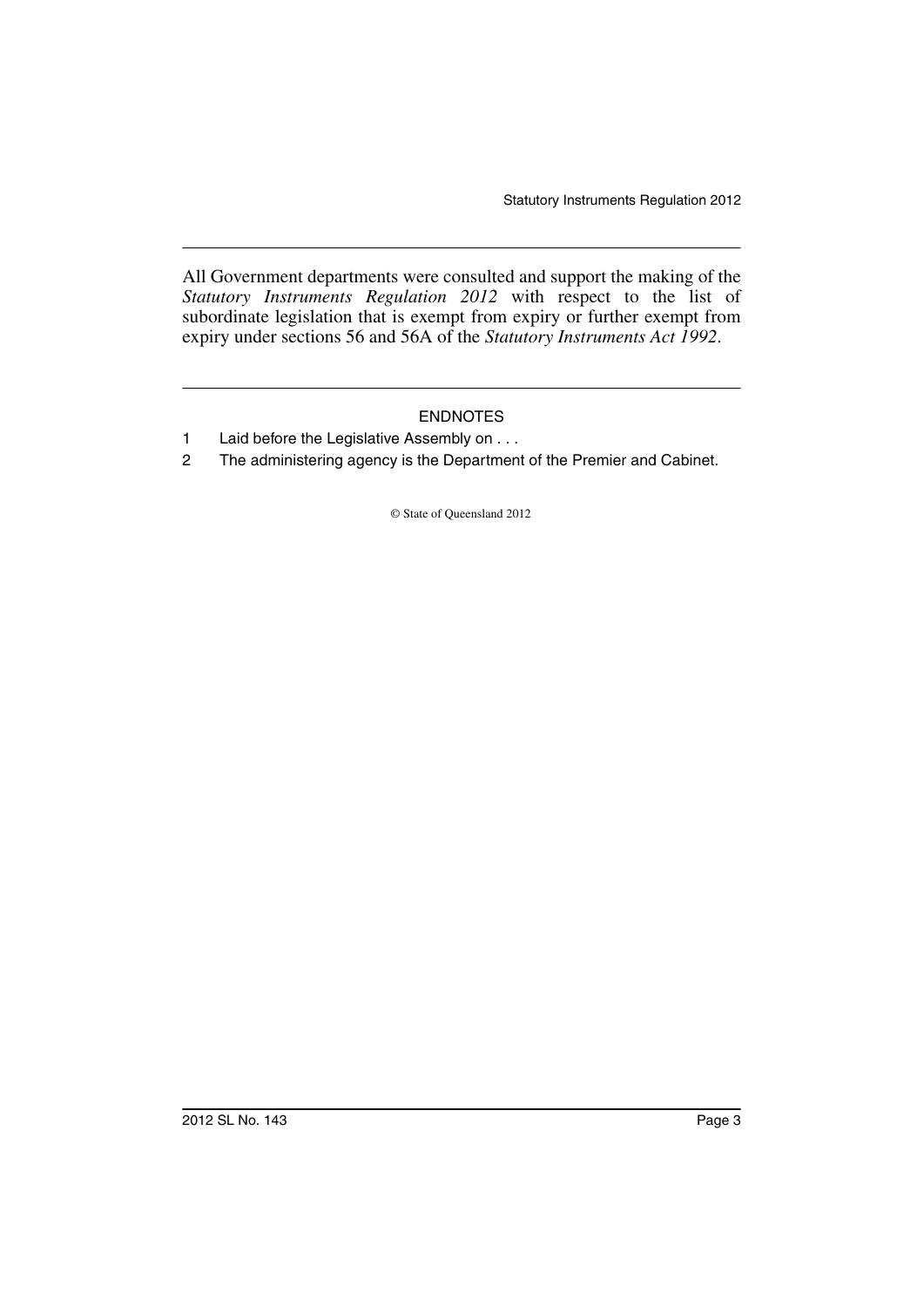All Government departments were consulted and support the making of the *Statutory Instruments Regulation 2012* with respect to the list of subordinate legislation that is exempt from expiry or further exempt from expiry under sections 56 and 56A of the *Statutory Instruments Act 1992*.

---

ENDNOTES

1 Laid before the Legislative Assembly on . . .

2 The administering agency is the Department of the Premier and Cabinet.

© State of Queensland 2012